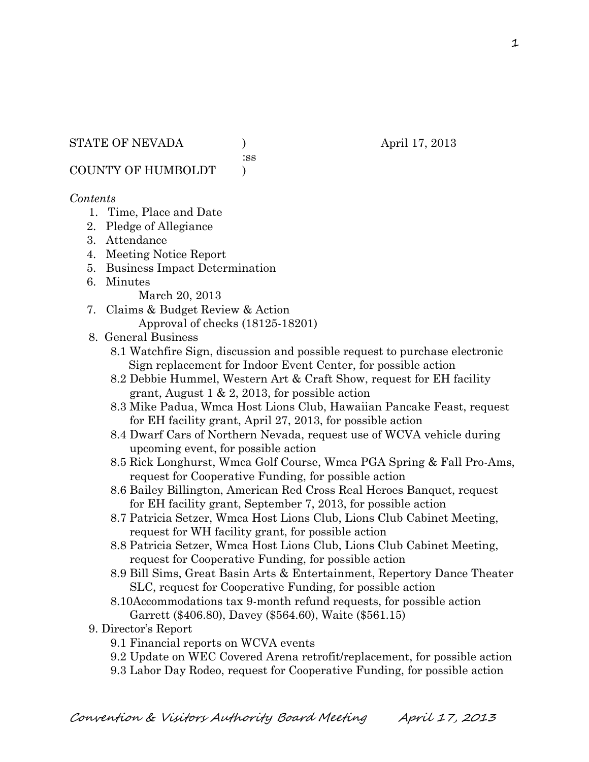STATE OF NEVADA ) April 17, 2013
:ss
COUNTY OF HUMBOLDT )

*Contents*

1. Time, Place and Date
2. Pledge of Allegiance
3. Attendance
4. Meeting Notice Report
5. Business Impact Determination
6. Minutes
   March 20, 2013
7. Claims & Budget Review & Action
   Approval of checks (18125-18201)
8. General Business
   - 8.1 Watchfire Sign, discussion and possible request to purchase electronic Sign replacement for Indoor Event Center, for possible action
   - 8.2 Debbie Hummel, Western Art & Craft Show, request for EH facility grant, August 1 & 2, 2013, for possible action
   - 8.3 Mike Padua, Wmca Host Lions Club, Hawaiian Pancake Feast, request for EH facility grant, April 27, 2013, for possible action
   - 8.4 Dwarf Cars of Northern Nevada, request use of WCVA vehicle during upcoming event, for possible action
   - 8.5 Rick Longhurst, Wmca Golf Course, Wmca PGA Spring & Fall Pro-Ams, request for Cooperative Funding, for possible action
   - 8.6 Bailey Billington, American Red Cross Real Heroes Banquet, request for EH facility grant, September 7, 2013, for possible action
   - 8.7 Patricia Setzer, Wmca Host Lions Club, Lions Club Cabinet Meeting, request for WH facility grant, for possible action
   - 8.8 Patricia Setzer, Wmca Host Lions Club, Lions Club Cabinet Meeting, request for Cooperative Funding, for possible action
   - 8.9 Bill Sims, Great Basin Arts & Entertainment, Repertory Dance Theater SLC, request for Cooperative Funding, for possible action
   - 8.10 Accommodations tax 9-month refund requests, for possible action Garrett ($406.80), Davey ($564.60), Waite ($561.15)
9. Director's Report
   - 9.1 Financial reports on WCVA events
   - 9.2 Update on WEC Covered Arena retrofit/replacement, for possible action
   - 9.3 Labor Day Rodeo, request for Cooperative Funding, for possible action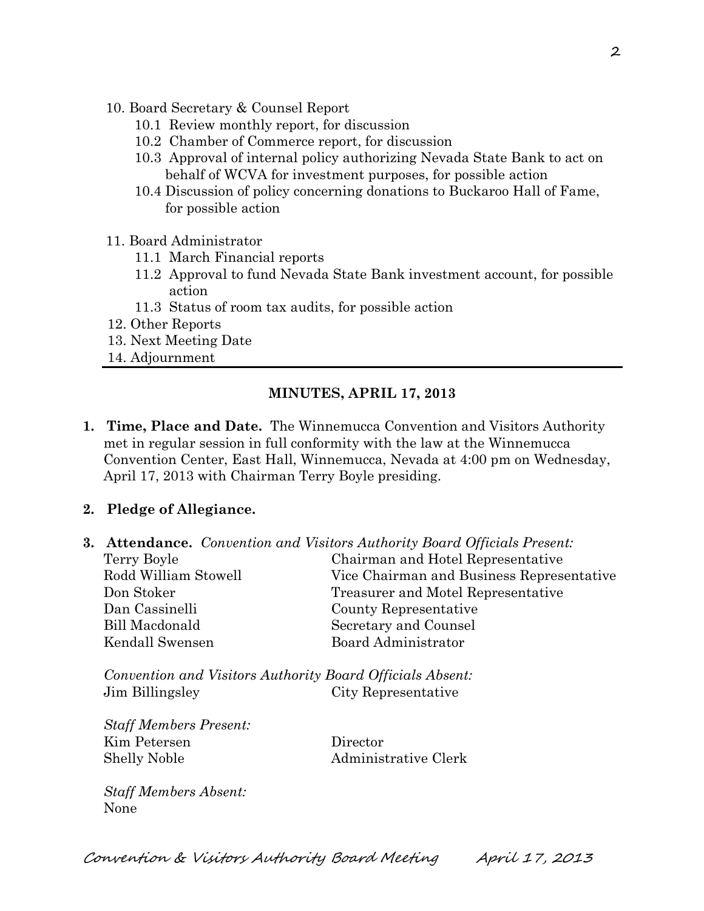10. Board Secretary & Counsel Report
    - 10.1 Review monthly report, for discussion
    - 10.2 Chamber of Commerce report, for discussion
    - 10.3 Approval of internal policy authorizing Nevada State Bank to act on behalf of WCVA for investment purposes, for possible action
    - 10.4 Discussion of policy concerning donations to Buckaroo Hall of Fame, for possible action
11. Board Administrator
    - 11.1 March Financial reports
    - 11.2 Approval to fund Nevada State Bank investment account, for possible action
    - 11.3 Status of room tax audits, for possible action
12. Other Reports
13. Next Meeting Date
14. Adjournment

---

## MINUTES, APRIL 17, 2013

1. **Time, Place and Date.** The Winnemucca Convention and Visitors Authority met in regular session in full conformity with the law at the Winnemucca Convention Center, East Hall, Winnemucca, Nevada at 4:00 pm on Wednesday, April 17, 2013 with Chairman Terry Boyle presiding.

2. **Pledge of Allegiance.**

3. **Attendance.** *Convention and Visitors Authority Board Officials Present:*

| | |
|---|---|
| Terry Boyle | Chairman and Hotel Representative |
| Rodd William Stowell | Vice Chairman and Business Representative |
| Don Stoker | Treasurer and Motel Representative |
| Dan Cassinelli | County Representative |
| Bill Macdonald | Secretary and Counsel |
| Kendall Swensen | Board Administrator |

*Convention and Visitors Authority Board Officials Absent:*

| | |
|---|---|
| Jim Billingsley | City Representative |

*Staff Members Present:*

| | |
|---|---|
| Kim Petersen | Director |
| Shelly Noble | Administrative Clerk |

*Staff Members Absent:*
None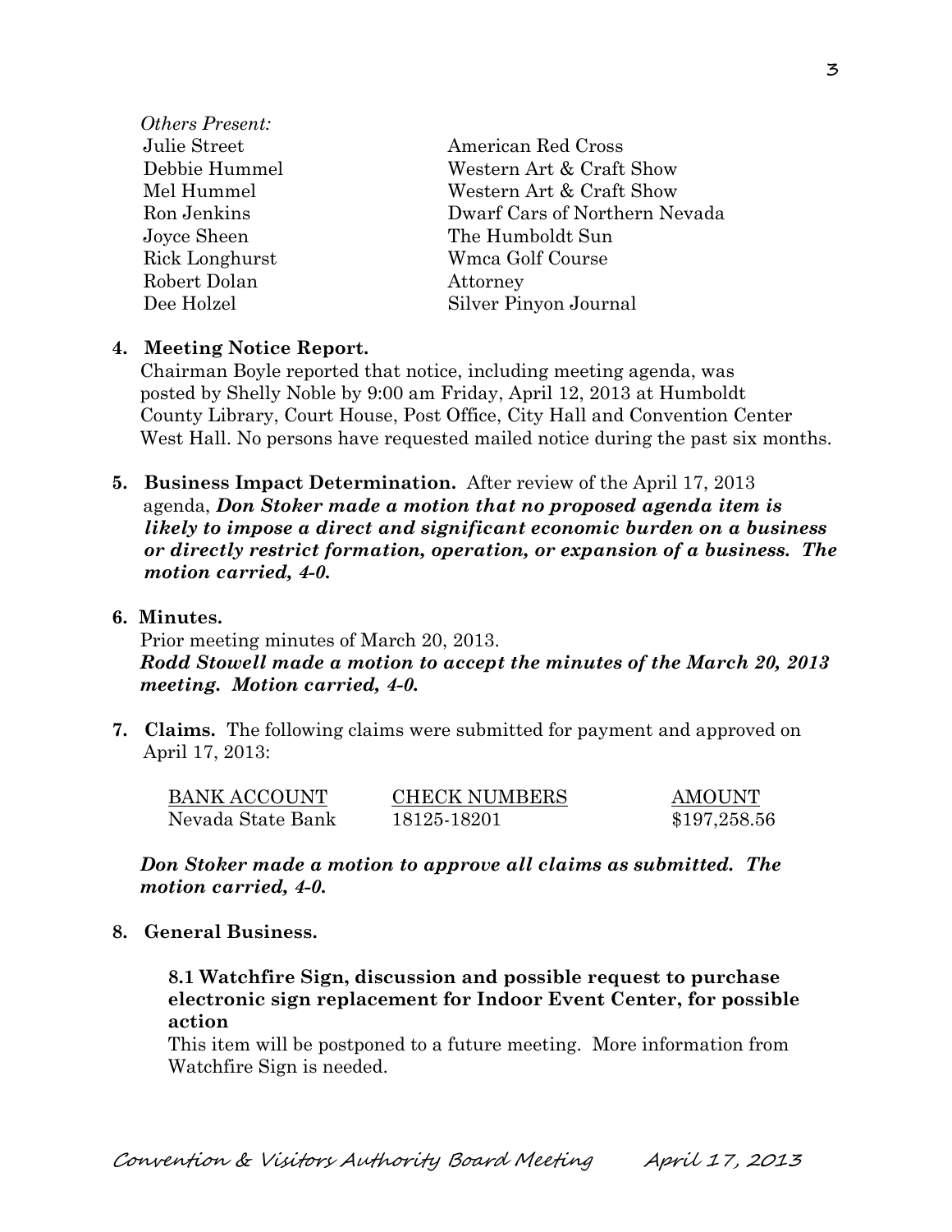*Others Present:*

| | |
|---|---|
| Julie Street | American Red Cross |
| Debbie Hummel | Western Art & Craft Show |
| Mel Hummel | Western Art & Craft Show |
| Ron Jenkins | Dwarf Cars of Northern Nevada |
| Joyce Sheen | The Humboldt Sun |
| Rick Longhurst | Wmca Golf Course |
| Robert Dolan | Attorney |
| Dee Holzel | Silver Pinyon Journal |

**4. Meeting Notice Report.**

Chairman Boyle reported that notice, including meeting agenda, was posted by Shelly Noble by 9:00 am Friday, April 12, 2013 at Humboldt County Library, Court House, Post Office, City Hall and Convention Center West Hall. No persons have requested mailed notice during the past six months.

**5. Business Impact Determination.** After review of the April 17, 2013 agenda, ***Don Stoker made a motion that no proposed agenda item is likely to impose a direct and significant economic burden on a business or directly restrict formation, operation, or expansion of a business. The motion carried, 4-0.***

**6. Minutes.**

Prior meeting minutes of March 20, 2013.
***Rodd Stowell made a motion to accept the minutes of the March 20, 2013 meeting. Motion carried, 4-0.***

**7. Claims.** The following claims were submitted for payment and approved on April 17, 2013:

| BANK ACCOUNT | CHECK NUMBERS | AMOUNT |
|---|---|---|
| Nevada State Bank | 18125-18201 | $197,258.56 |

***Don Stoker made a motion to approve all claims as submitted. The motion carried, 4-0.***

**8. General Business.**

**8.1 Watchfire Sign, discussion and possible request to purchase electronic sign replacement for Indoor Event Center, for possible action**

This item will be postponed to a future meeting. More information from Watchfire Sign is needed.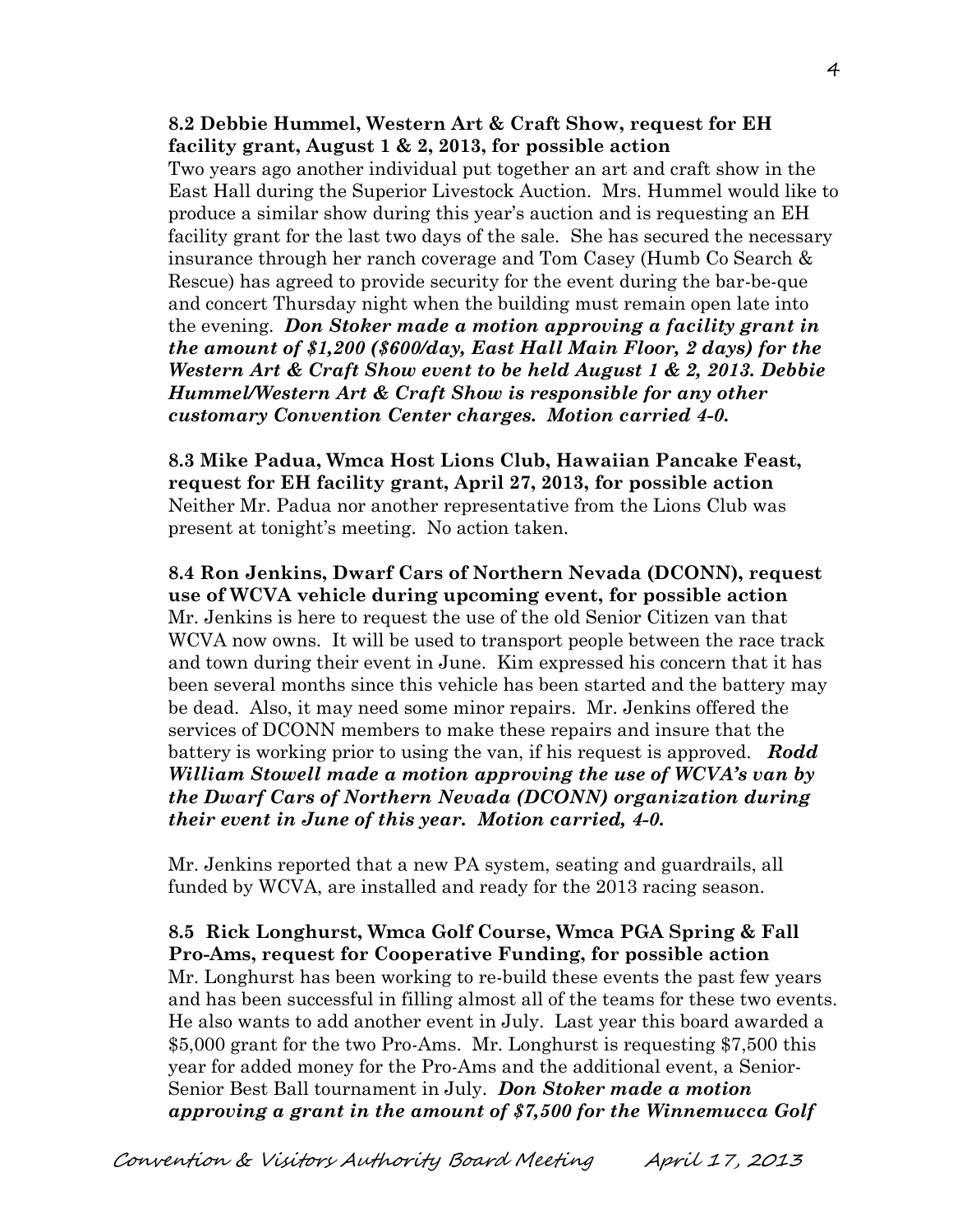**8.2 Debbie Hummel, Western Art & Craft Show, request for EH facility grant, August 1 & 2, 2013, for possible action**

Two years ago another individual put together an art and craft show in the East Hall during the Superior Livestock Auction. Mrs. Hummel would like to produce a similar show during this year's auction and is requesting an EH facility grant for the last two days of the sale. She has secured the necessary insurance through her ranch coverage and Tom Casey (Humb Co Search & Rescue) has agreed to provide security for the event during the bar-be-que and concert Thursday night when the building must remain open late into the evening. ***Don Stoker made a motion approving a facility grant in the amount of $1,200 ($600/day, East Hall Main Floor, 2 days) for the Western Art & Craft Show event to be held August 1 & 2, 2013. Debbie Hummel/Western Art & Craft Show is responsible for any other customary Convention Center charges. Motion carried 4-0.***

**8.3 Mike Padua, Wmca Host Lions Club, Hawaiian Pancake Feast, request for EH facility grant, April 27, 2013, for possible action**

Neither Mr. Padua nor another representative from the Lions Club was present at tonight's meeting. No action taken.

**8.4 Ron Jenkins, Dwarf Cars of Northern Nevada (DCONN), request use of WCVA vehicle during upcoming event, for possible action**

Mr. Jenkins is here to request the use of the old Senior Citizen van that WCVA now owns. It will be used to transport people between the race track and town during their event in June. Kim expressed his concern that it has been several months since this vehicle has been started and the battery may be dead. Also, it may need some minor repairs. Mr. Jenkins offered the services of DCONN members to make these repairs and insure that the battery is working prior to using the van, if his request is approved. ***Rodd William Stowell made a motion approving the use of WCVA's van by the Dwarf Cars of Northern Nevada (DCONN) organization during their event in June of this year. Motion carried, 4-0.***

Mr. Jenkins reported that a new PA system, seating and guardrails, all funded by WCVA, are installed and ready for the 2013 racing season.

**8.5 Rick Longhurst, Wmca Golf Course, Wmca PGA Spring & Fall Pro-Ams, request for Cooperative Funding, for possible action**

Mr. Longhurst has been working to re-build these events the past few years and has been successful in filling almost all of the teams for these two events. He also wants to add another event in July. Last year this board awarded a $5,000 grant for the two Pro-Ams. Mr. Longhurst is requesting $7,500 this year for added money for the Pro-Ams and the additional event, a Senior-Senior Best Ball tournament in July. ***Don Stoker made a motion approving a grant in the amount of $7,500 for the Winnemucca Golf***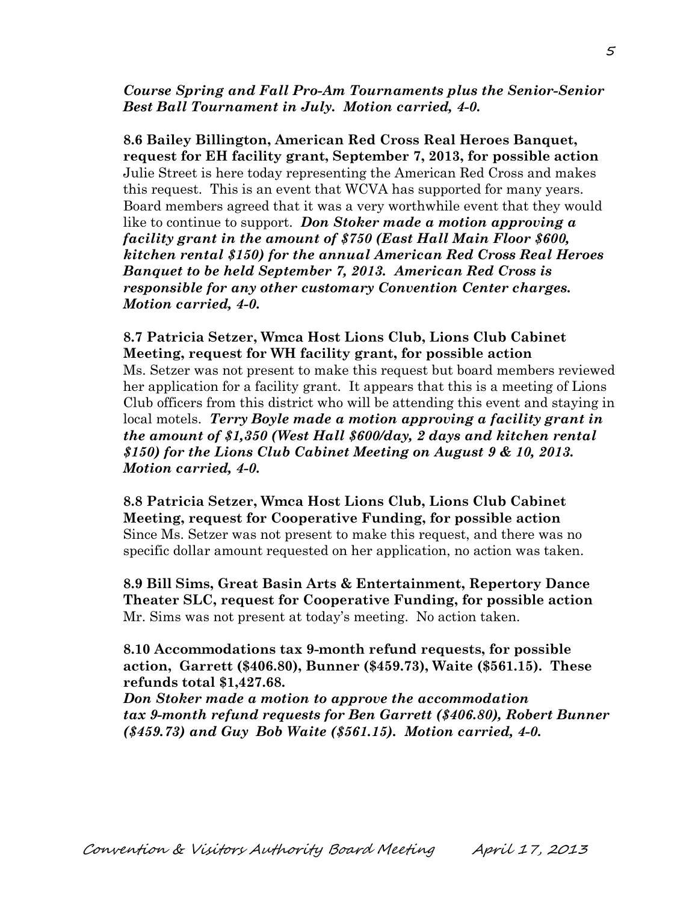***Course Spring and Fall Pro-Am Tournaments plus the Senior-Senior Best Ball Tournament in July. Motion carried, 4-0.***

**8.6 Bailey Billington, American Red Cross Real Heroes Banquet, request for EH facility grant, September 7, 2013, for possible action**
Julie Street is here today representing the American Red Cross and makes this request. This is an event that WCVA has supported for many years. Board members agreed that it was a very worthwhile event that they would like to continue to support. ***Don Stoker made a motion approving a facility grant in the amount of $750 (East Hall Main Floor $600, kitchen rental $150) for the annual American Red Cross Real Heroes Banquet to be held September 7, 2013. American Red Cross is responsible for any other customary Convention Center charges. Motion carried, 4-0.***

**8.7 Patricia Setzer, Wmca Host Lions Club, Lions Club Cabinet Meeting, request for WH facility grant, for possible action**
Ms. Setzer was not present to make this request but board members reviewed her application for a facility grant. It appears that this is a meeting of Lions Club officers from this district who will be attending this event and staying in local motels. ***Terry Boyle made a motion approving a facility grant in the amount of $1,350 (West Hall $600/day, 2 days and kitchen rental $150) for the Lions Club Cabinet Meeting on August 9 & 10, 2013. Motion carried, 4-0.***

**8.8 Patricia Setzer, Wmca Host Lions Club, Lions Club Cabinet Meeting, request for Cooperative Funding, for possible action**
Since Ms. Setzer was not present to make this request, and there was no specific dollar amount requested on her application, no action was taken.

**8.9 Bill Sims, Great Basin Arts & Entertainment, Repertory Dance Theater SLC, request for Cooperative Funding, for possible action**
Mr. Sims was not present at today's meeting. No action taken.

**8.10 Accommodations tax 9-month refund requests, for possible action, Garrett ($406.80), Bunner ($459.73), Waite ($561.15). These refunds total $1,427.68.**
***Don Stoker made a motion to approve the accommodation tax 9-month refund requests for Ben Garrett ($406.80), Robert Bunner ($459.73) and Guy Bob Waite ($561.15). Motion carried, 4-0.***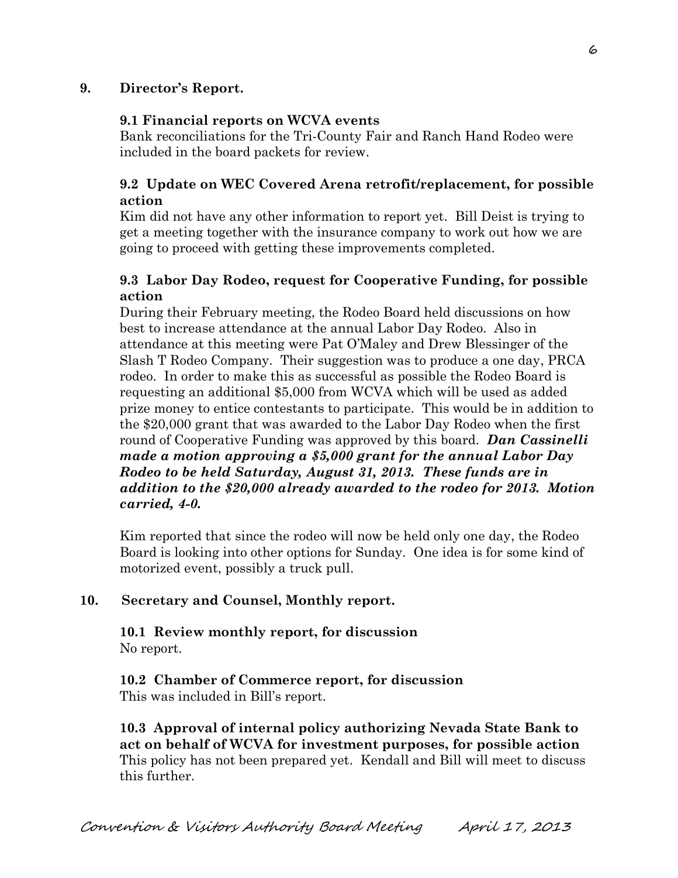## 9. Director's Report.

### 9.1 Financial reports on WCVA events

Bank reconciliations for the Tri-County Fair and Ranch Hand Rodeo were included in the board packets for review.

### 9.2 Update on WEC Covered Arena retrofit/replacement, for possible action

Kim did not have any other information to report yet. Bill Deist is trying to get a meeting together with the insurance company to work out how we are going to proceed with getting these improvements completed.

### 9.3 Labor Day Rodeo, request for Cooperative Funding, for possible action

During their February meeting, the Rodeo Board held discussions on how best to increase attendance at the annual Labor Day Rodeo. Also in attendance at this meeting were Pat O'Maley and Drew Blessinger of the Slash T Rodeo Company. Their suggestion was to produce a one day, PRCA rodeo. In order to make this as successful as possible the Rodeo Board is requesting an additional $5,000 from WCVA which will be used as added prize money to entice contestants to participate. This would be in addition to the $20,000 grant that was awarded to the Labor Day Rodeo when the first round of Cooperative Funding was approved by this board. ***Dan Cassinelli made a motion approving a $5,000 grant for the annual Labor Day Rodeo to be held Saturday, August 31, 2013. These funds are in addition to the $20,000 already awarded to the rodeo for 2013. Motion carried, 4-0.***

Kim reported that since the rodeo will now be held only one day, the Rodeo Board is looking into other options for Sunday. One idea is for some kind of motorized event, possibly a truck pull.

## 10. Secretary and Counsel, Monthly report.

### 10.1 Review monthly report, for discussion

No report.

### 10.2 Chamber of Commerce report, for discussion

This was included in Bill's report.

### 10.3 Approval of internal policy authorizing Nevada State Bank to act on behalf of WCVA for investment purposes, for possible action

This policy has not been prepared yet. Kendall and Bill will meet to discuss this further.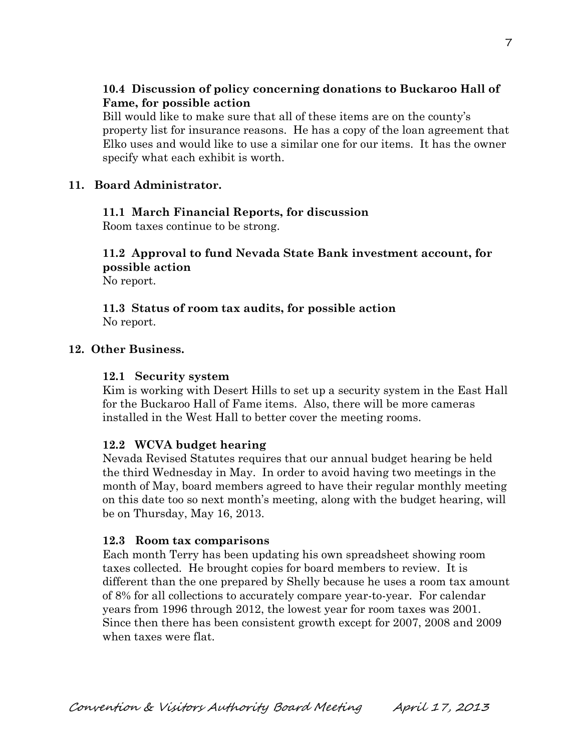### 10.4 Discussion of policy concerning donations to Buckaroo Hall of Fame, for possible action

Bill would like to make sure that all of these items are on the county's property list for insurance reasons. He has a copy of the loan agreement that Elko uses and would like to use a similar one for our items. It has the owner specify what each exhibit is worth.

## 11. Board Administrator.

### 11.1 March Financial Reports, for discussion

Room taxes continue to be strong.

### 11.2 Approval to fund Nevada State Bank investment account, for possible action

No report.

### 11.3 Status of room tax audits, for possible action

No report.

## 12. Other Business.

### 12.1 Security system

Kim is working with Desert Hills to set up a security system in the East Hall for the Buckaroo Hall of Fame items. Also, there will be more cameras installed in the West Hall to better cover the meeting rooms.

### 12.2 WCVA budget hearing

Nevada Revised Statutes requires that our annual budget hearing be held the third Wednesday in May. In order to avoid having two meetings in the month of May, board members agreed to have their regular monthly meeting on this date too so next month's meeting, along with the budget hearing, will be on Thursday, May 16, 2013.

### 12.3 Room tax comparisons

Each month Terry has been updating his own spreadsheet showing room taxes collected. He brought copies for board members to review. It is different than the one prepared by Shelly because he uses a room tax amount of 8% for all collections to accurately compare year-to-year. For calendar years from 1996 through 2012, the lowest year for room taxes was 2001. Since then there has been consistent growth except for 2007, 2008 and 2009 when taxes were flat.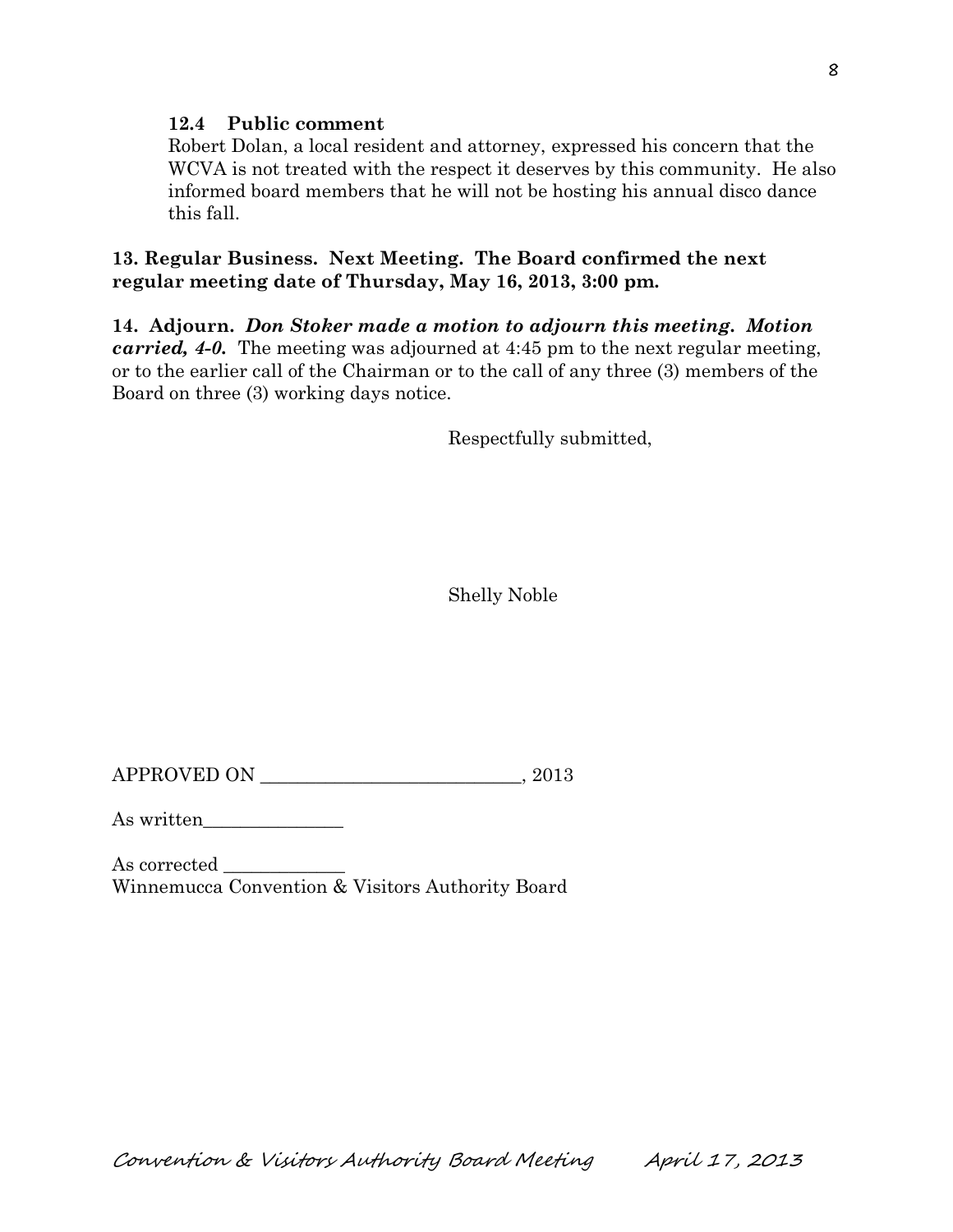**12.4 Public comment**

Robert Dolan, a local resident and attorney, expressed his concern that the WCVA is not treated with the respect it deserves by this community. He also informed board members that he will not be hosting his annual disco dance this fall.

**13. Regular Business. Next Meeting. The Board confirmed the next regular meeting date of Thursday, May 16, 2013, 3:00 pm.**

**14. Adjourn.** ***Don Stoker made a motion to adjourn this meeting. Motion carried, 4-0.*** The meeting was adjourned at 4:45 pm to the next regular meeting, or to the earlier call of the Chairman or to the call of any three (3) members of the Board on three (3) working days notice.

Respectfully submitted,

Shelly Noble

APPROVED ON ____________________________, 2013

As written_______________

As corrected _____________
Winnemucca Convention & Visitors Authority Board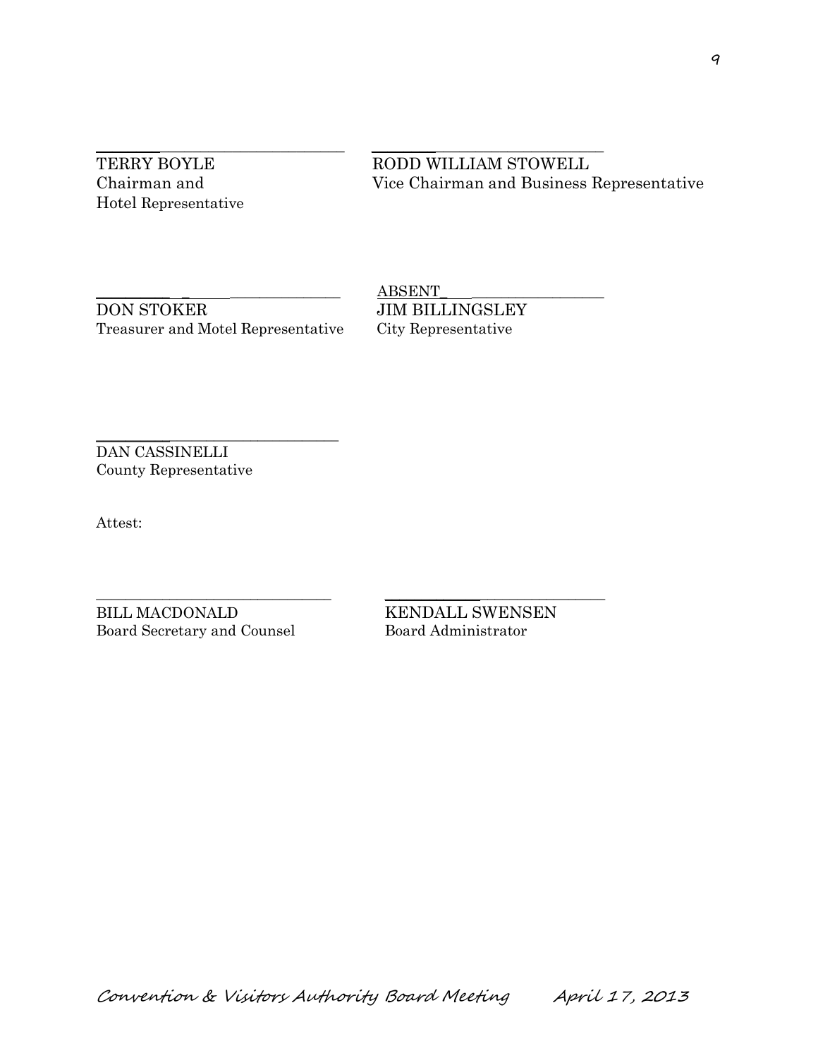_________________________________
TERRY BOYLE
Chairman and
Hotel Representative

_________________________________
RODD WILLIAM STOWELL
Vice Chairman and Business Representative

_________________________________
DON STOKER
Treasurer and Motel Representative

ABSENT_________________________
JIM BILLINGSLEY
City Representative

_________________________________
DAN CASSINELLI
County Representative

Attest:

_________________________________
BILL MACDONALD
Board Secretary and Counsel

_________________________________
KENDALL SWENSEN
Board Administrator